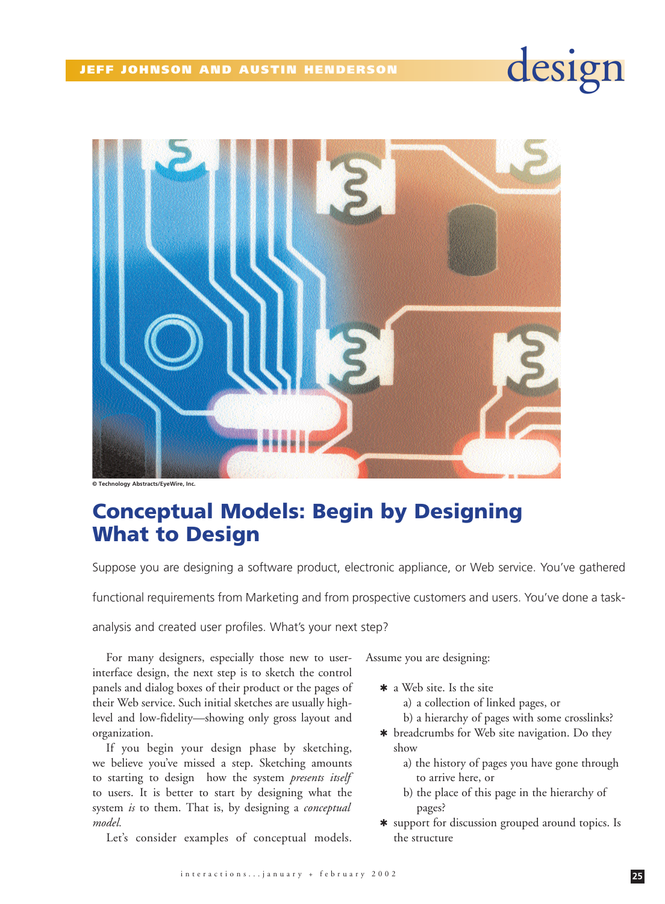JEFF JOHNSON AND AUSTIN HENDERSON

design

© Technology Abstracts/EyeWire, Inc.

# Conceptual Models: Begin by Designing What to Design

Suppose you are designing a software product, electronic appliance, or Web service. You've gathered functional requirements from Marketing and from prospective customers and users. You've done a task-analysis and created user profiles. What's your next step?

For many designers, especially those new to user-interface design, the next step is to sketch the control panels and dialog boxes of their product or the pages of their Web service. Such initial sketches are usually high-level and low-fidelity—showing only gross layout and organization.

If you begin your design phase by sketching, we believe you've missed a step. Sketching amounts to starting to design how the system *presents itself* to users. It is better to start by designing what the system *is* to them. That is, by designing a *conceptual model.*

Let's consider examples of conceptual models. Assume you are designing:

- a Web site. Is the site
  - a) a collection of linked pages, or
  - b) a hierarchy of pages with some crosslinks?
- breadcrumbs for Web site navigation. Do they show
  - a) the history of pages you have gone through to arrive here, or
  - b) the place of this page in the hierarchy of pages?
- support for discussion grouped around topics. Is the structure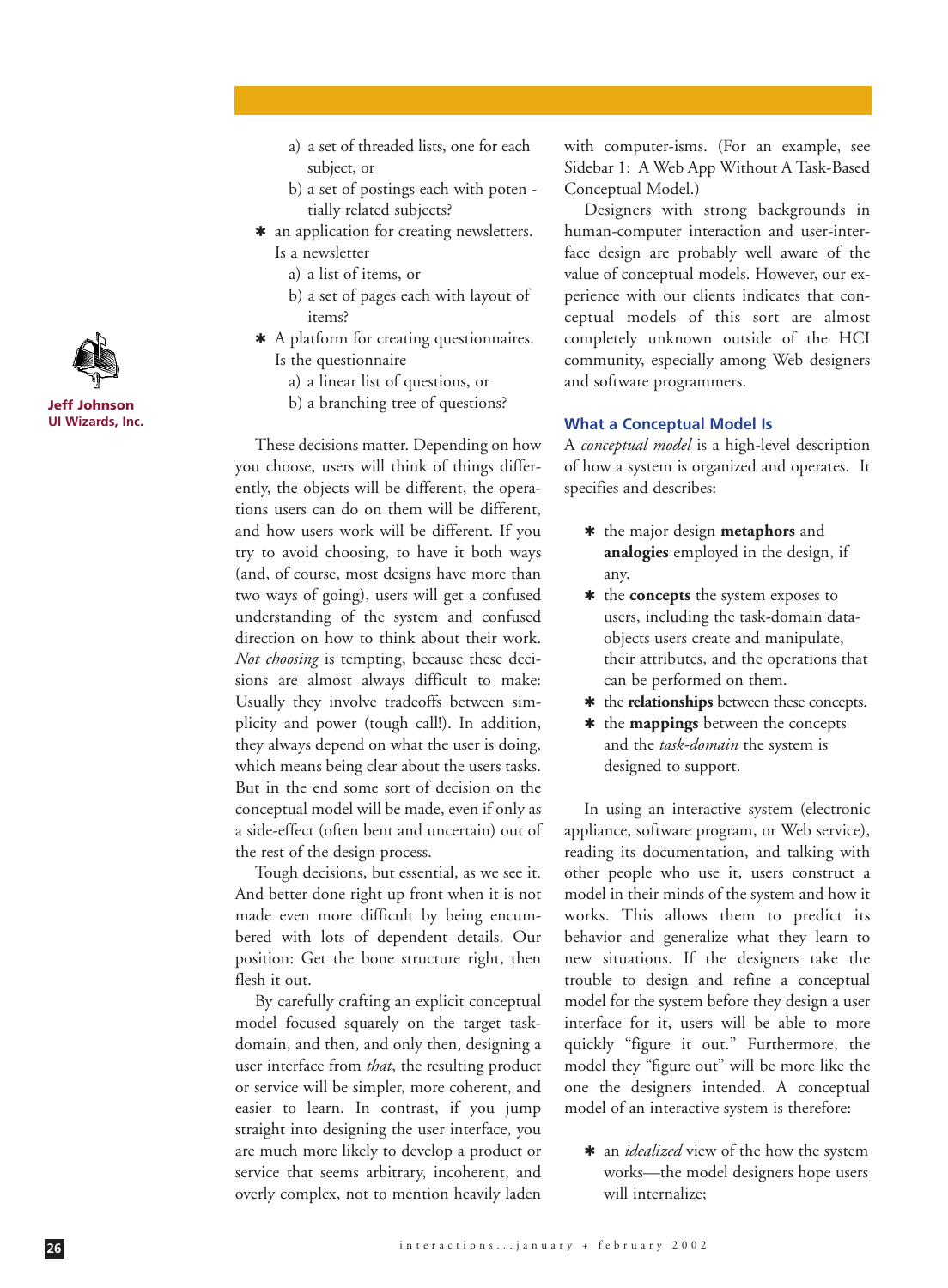a) a set of threaded lists, one for each subject, or
b) a set of postings each with potentially related subjects?

* an application for creating newsletters. Is a newsletter
  a) a list of items, or
  b) a set of pages each with layout of items?
* A platform for creating questionnaires. Is the questionnaire
  a) a linear list of questions, or
  b) a branching tree of questions?

Jeff Johnson
UI Wizards, Inc.

These decisions matter. Depending on how you choose, users will think of things differently, the objects will be different, the operations users can do on them will be different, and how users work will be different. If you try to avoid choosing, to have it both ways (and, of course, most designs have more than two ways of going), users will get a confused understanding of the system and confused direction on how to think about their work. *Not choosing* is tempting, because these decisions are almost always difficult to make: Usually they involve tradeoffs between simplicity and power (tough call!). In addition, they always depend on what the user is doing, which means being clear about the users tasks. But in the end some sort of decision on the conceptual model will be made, even if only as a side-effect (often bent and uncertain) out of the rest of the design process.

Tough decisions, but essential, as we see it. And better done right up front when it is not made even more difficult by being encumbered with lots of dependent details. Our position: Get the bone structure right, then flesh it out.

By carefully crafting an explicit conceptual model focused squarely on the target task-domain, and then, and only then, designing a user interface from *that*, the resulting product or service will be simpler, more coherent, and easier to learn. In contrast, if you jump straight into designing the user interface, you are much more likely to develop a product or service that seems arbitrary, incoherent, and overly complex, not to mention heavily laden with computer-isms. (For an example, see Sidebar 1: A Web App Without A Task-Based Conceptual Model.)

Designers with strong backgrounds in human-computer interaction and user-interface design are probably well aware of the value of conceptual models. However, our experience with our clients indicates that conceptual models of this sort are almost completely unknown outside of the HCI community, especially among Web designers and software programmers.

### What a Conceptual Model Is

A *conceptual model* is a high-level description of how a system is organized and operates. It specifies and describes:

* the major design **metaphors** and **analogies** employed in the design, if any.
* the **concepts** the system exposes to users, including the task-domain data-objects users create and manipulate, their attributes, and the operations that can be performed on them.
* the **relationships** between these concepts.
* the **mappings** between the concepts and the *task-domain* the system is designed to support.

In using an interactive system (electronic appliance, software program, or Web service), reading its documentation, and talking with other people who use it, users construct a model in their minds of the system and how it works. This allows them to predict its behavior and generalize what they learn to new situations. If the designers take the trouble to design and refine a conceptual model for the system before they design a user interface for it, users will be able to more quickly "figure it out." Furthermore, the model they "figure out" will be more like the one the designers intended. A conceptual model of an interactive system is therefore:

* an *idealized* view of the how the system works—the model designers hope users will internalize;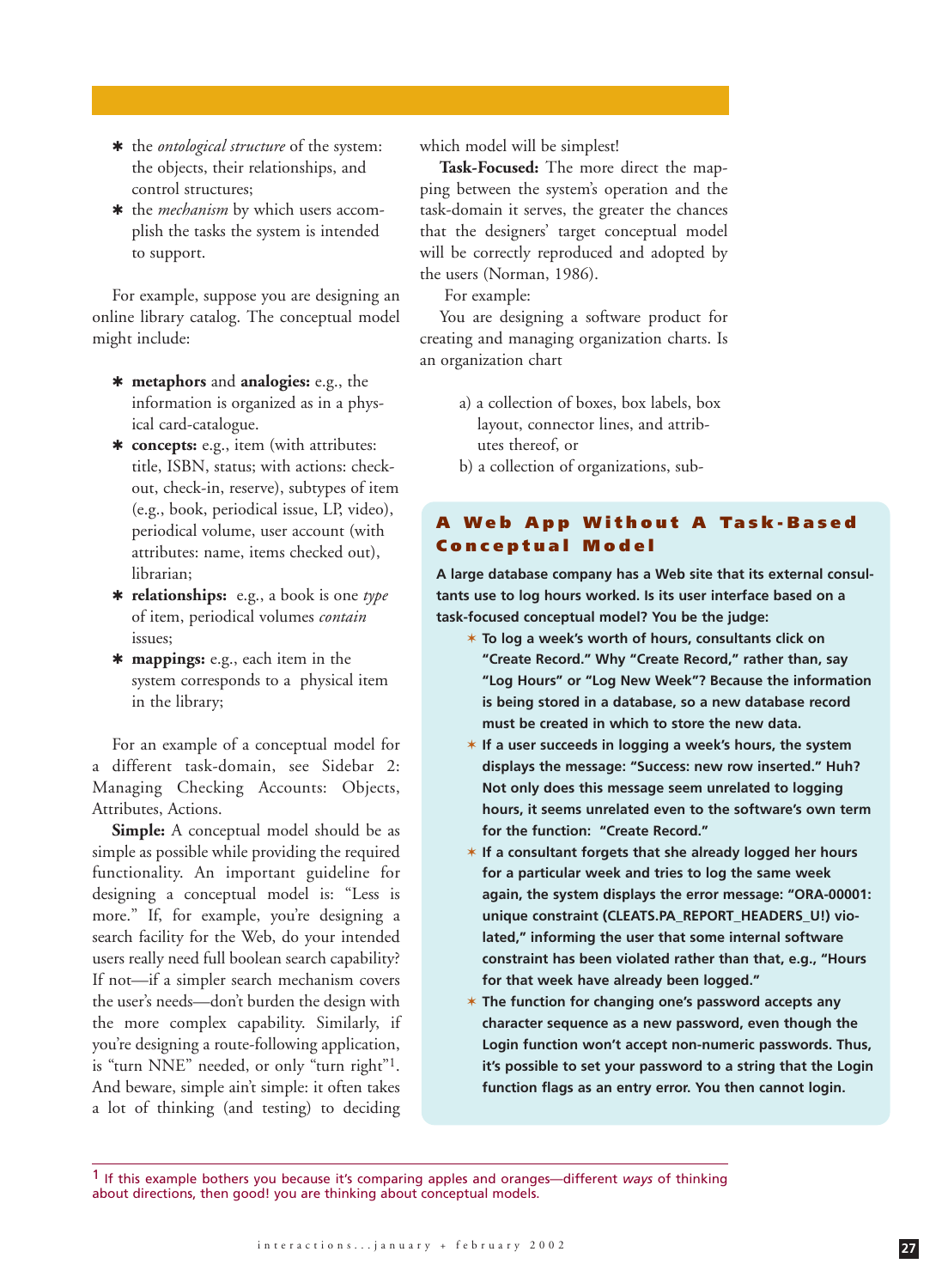- the *ontological structure* of the system: the objects, their relationships, and control structures;
- the *mechanism* by which users accomplish the tasks the system is intended to support.

For example, suppose you are designing an online library catalog. The conceptual model might include:

- **metaphors** and **analogies:** e.g., the information is organized as in a physical card-catalogue.
- **concepts:** e.g., item (with attributes: title, ISBN, status; with actions: checkout, check-in, reserve), subtypes of item (e.g., book, periodical issue, LP, video), periodical volume, user account (with attributes: name, items checked out), librarian;
- **relationships:** e.g., a book is one *type* of item, periodical volumes *contain* issues;
- **mappings:** e.g., each item in the system corresponds to a physical item in the library;

For an example of a conceptual model for a different task-domain, see Sidebar 2: Managing Checking Accounts: Objects, Attributes, Actions.

**Simple:** A conceptual model should be as simple as possible while providing the required functionality. An important guideline for designing a conceptual model is: "Less is more." If, for example, you're designing a search facility for the Web, do your intended users really need full boolean search capability? If not—if a simpler search mechanism covers the user's needs—don't burden the design with the more complex capability. Similarly, if you're designing a route-following application, is "turn NNE" needed, or only "turn right"[1]. And beware, simple ain't simple: it often takes a lot of thinking (and testing) to deciding which model will be simplest!

**Task-Focused:** The more direct the mapping between the system's operation and the task-domain it serves, the greater the chances that the designers' target conceptual model will be correctly reproduced and adopted by the users (Norman, 1986).

For example:

You are designing a software product for creating and managing organization charts. Is an organization chart

a) a collection of boxes, box labels, box layout, connector lines, and attributes thereof, or

b) a collection of organizations, sub-

## A Web App Without A Task-Based Conceptual Model

**A large database company has a Web site that its external consultants use to log hours worked. Is its user interface based on a task-focused conceptual model? You be the judge:**

- **To log a week's worth of hours, consultants click on "Create Record." Why "Create Record," rather than, say "Log Hours" or "Log New Week"? Because the information is being stored in a database, so a new database record must be created in which to store the new data.**
- **If a user succeeds in logging a week's hours, the system displays the message: "Success: new row inserted." Huh? Not only does this message seem unrelated to logging hours, it seems unrelated even to the software's own term for the function: "Create Record."**
- **If a consultant forgets that she already logged her hours for a particular week and tries to log the same week again, the system displays the error message: "ORA-00001: unique constraint (CLEATS.PA_REPORT_HEADERS_U!) violated," informing the user that some internal software constraint has been violated rather than that, e.g., "Hours for that week have already been logged."**
- **The function for changing one's password accepts any character sequence as a new password, even though the Login function won't accept non-numeric passwords. Thus, it's possible to set your password to a string that the Login function flags as an entry error. You then cannot login.**

---

[1] If this example bothers you because it's comparing apples and oranges—different *ways* of thinking about directions, then good! you are thinking about conceptual models.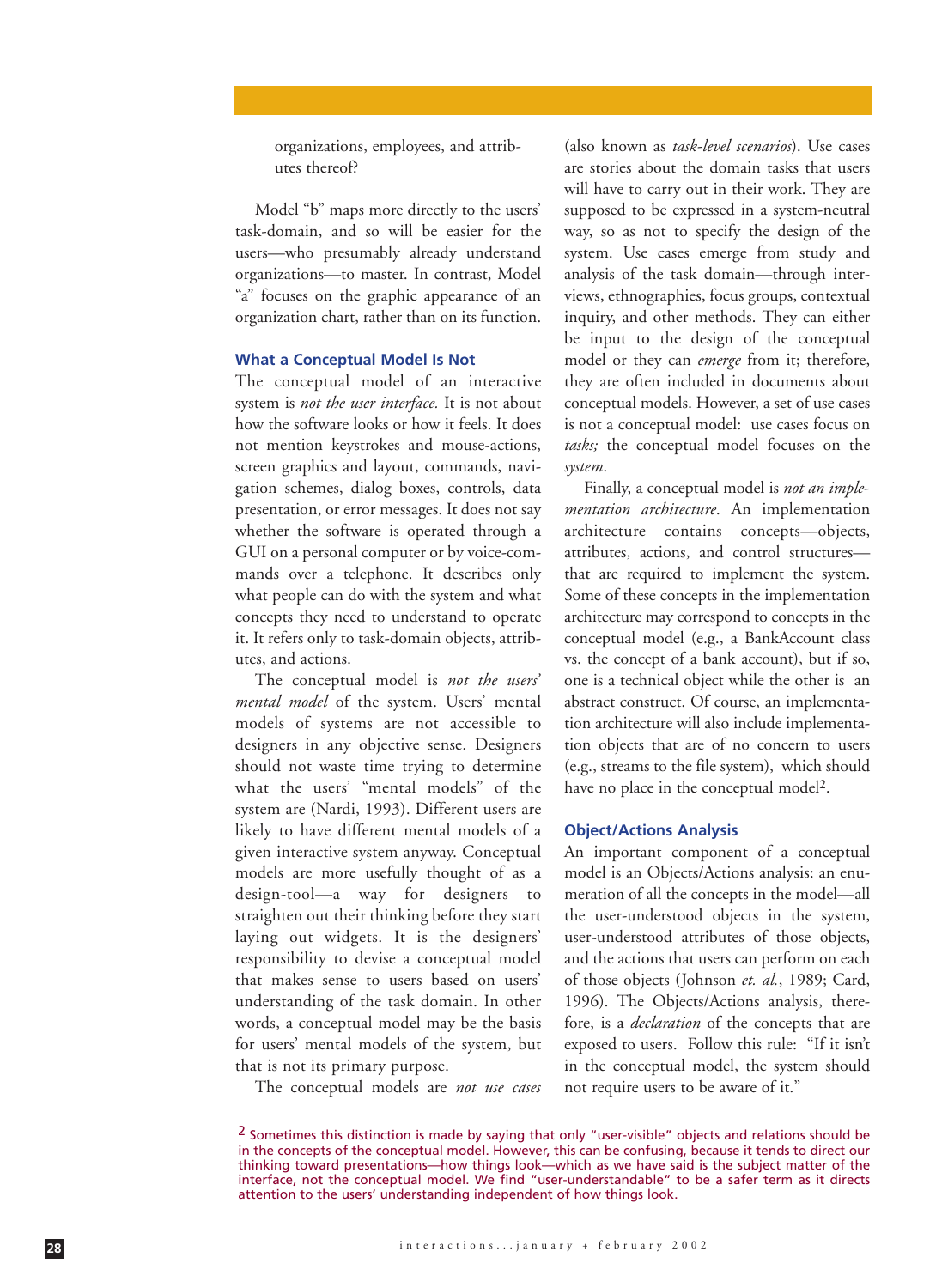organizations, employees, and attributes thereof?

Model "b" maps more directly to the users' task-domain, and so will be easier for the users—who presumably already understand organizations—to master. In contrast, Model "a" focuses on the graphic appearance of an organization chart, rather than on its function.

### What a Conceptual Model Is Not

The conceptual model of an interactive system is *not the user interface.* It is not about how the software looks or how it feels. It does not mention keystrokes and mouse-actions, screen graphics and layout, commands, navigation schemes, dialog boxes, controls, data presentation, or error messages. It does not say whether the software is operated through a GUI on a personal computer or by voice-commands over a telephone. It describes only what people can do with the system and what concepts they need to understand to operate it. It refers only to task-domain objects, attributes, and actions.

The conceptual model is *not the users' mental model* of the system. Users' mental models of systems are not accessible to designers in any objective sense. Designers should not waste time trying to determine what the users' "mental models" of the system are (Nardi, 1993). Different users are likely to have different mental models of a given interactive system anyway. Conceptual models are more usefully thought of as a design-tool—a way for designers to straighten out their thinking before they start laying out widgets. It is the designers' responsibility to devise a conceptual model that makes sense to users based on users' understanding of the task domain. In other words, a conceptual model may be the basis for users' mental models of the system, but that is not its primary purpose.

The conceptual models are *not use cases* (also known as *task-level scenarios*). Use cases are stories about the domain tasks that users will have to carry out in their work. They are supposed to be expressed in a system-neutral way, so as not to specify the design of the system. Use cases emerge from study and analysis of the task domain—through interviews, ethnographies, focus groups, contextual inquiry, and other methods. They can either be input to the design of the conceptual model or they can *emerge* from it; therefore, they are often included in documents about conceptual models. However, a set of use cases is not a conceptual model: use cases focus on *tasks;* the conceptual model focuses on the *system*.

Finally, a conceptual model is *not an implementation architecture*. An implementation architecture contains concepts—objects, attributes, actions, and control structures—that are required to implement the system. Some of these concepts in the implementation architecture may correspond to concepts in the conceptual model (e.g., a BankAccount class vs. the concept of a bank account), but if so, one is a technical object while the other is an abstract construct. Of course, an implementation architecture will also include implementation objects that are of no concern to users (e.g., streams to the file system), which should have no place in the conceptual model[2].

### Object/Actions Analysis

An important component of a conceptual model is an Objects/Actions analysis: an enumeration of all the concepts in the model—all the user-understood objects in the system, user-understood attributes of those objects, and the actions that users can perform on each of those objects (Johnson *et. al.*, 1989; Card, 1996). The Objects/Actions analysis, therefore, is a *declaration* of the concepts that are exposed to users. Follow this rule: "If it isn't in the conceptual model, the system should not require users to be aware of it."

[2] Sometimes this distinction is made by saying that only "user-visible" objects and relations should be in the concepts of the conceptual model. However, this can be confusing, because it tends to direct our thinking toward presentations—how things look—which as we have said is the subject matter of the interface, not the conceptual model. We find "user-understandable" to be a safer term as it directs attention to the users' understanding independent of how things look.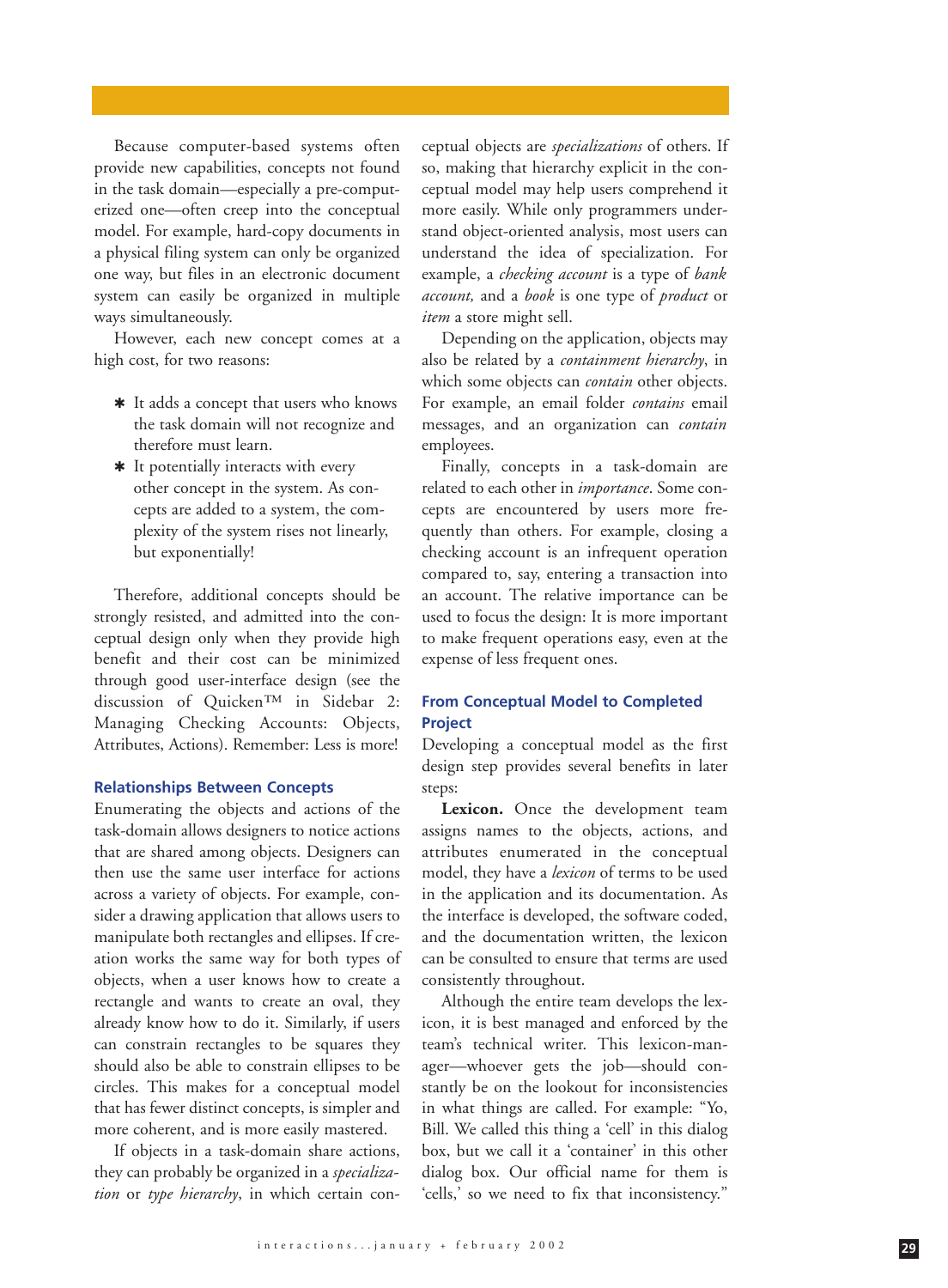Because computer-based systems often provide new capabilities, concepts not found in the task domain—especially a pre-computerized one—often creep into the conceptual model. For example, hard-copy documents in a physical filing system can only be organized one way, but files in an electronic document system can easily be organized in multiple ways simultaneously.

However, each new concept comes at a high cost, for two reasons:

* It adds a concept that users who knows the task domain will not recognize and therefore must learn.
* It potentially interacts with every other concept in the system. As concepts are added to a system, the complexity of the system rises not linearly, but exponentially!

Therefore, additional concepts should be strongly resisted, and admitted into the conceptual design only when they provide high benefit and their cost can be minimized through good user-interface design (see the discussion of Quicken™ in Sidebar 2: Managing Checking Accounts: Objects, Attributes, Actions). Remember: Less is more!

### Relationships Between Concepts

Enumerating the objects and actions of the task-domain allows designers to notice actions that are shared among objects. Designers can then use the same user interface for actions across a variety of objects. For example, consider a drawing application that allows users to manipulate both rectangles and ellipses. If creation works the same way for both types of objects, when a user knows how to create a rectangle and wants to create an oval, they already know how to do it. Similarly, if users can constrain rectangles to be squares they should also be able to constrain ellipses to be circles. This makes for a conceptual model that has fewer distinct concepts, is simpler and more coherent, and is more easily mastered.

If objects in a task-domain share actions, they can probably be organized in a *specialization* or *type hierarchy*, in which certain conceptual objects are *specializations* of others. If so, making that hierarchy explicit in the conceptual model may help users comprehend it more easily. While only programmers understand object-oriented analysis, most users can understand the idea of specialization. For example, a *checking account* is a type of *bank account,* and a *book* is one type of *product* or *item* a store might sell.

Depending on the application, objects may also be related by a *containment hierarchy*, in which some objects can *contain* other objects. For example, an email folder *contains* email messages, and an organization can *contain* employees.

Finally, concepts in a task-domain are related to each other in *importance*. Some concepts are encountered by users more frequently than others. For example, closing a checking account is an infrequent operation compared to, say, entering a transaction into an account. The relative importance can be used to focus the design: It is more important to make frequent operations easy, even at the expense of less frequent ones.

### From Conceptual Model to Completed Project

Developing a conceptual model as the first design step provides several benefits in later steps:

**Lexicon.** Once the development team assigns names to the objects, actions, and attributes enumerated in the conceptual model, they have a *lexicon* of terms to be used in the application and its documentation. As the interface is developed, the software coded, and the documentation written, the lexicon can be consulted to ensure that terms are used consistently throughout.

Although the entire team develops the lexicon, it is best managed and enforced by the team's technical writer. This lexicon-manager—whoever gets the job—should constantly be on the lookout for inconsistencies in what things are called. For example: "Yo, Bill. We called this thing a 'cell' in this dialog box, but we call it a 'container' in this other dialog box. Our official name for them is 'cells,' so we need to fix that inconsistency."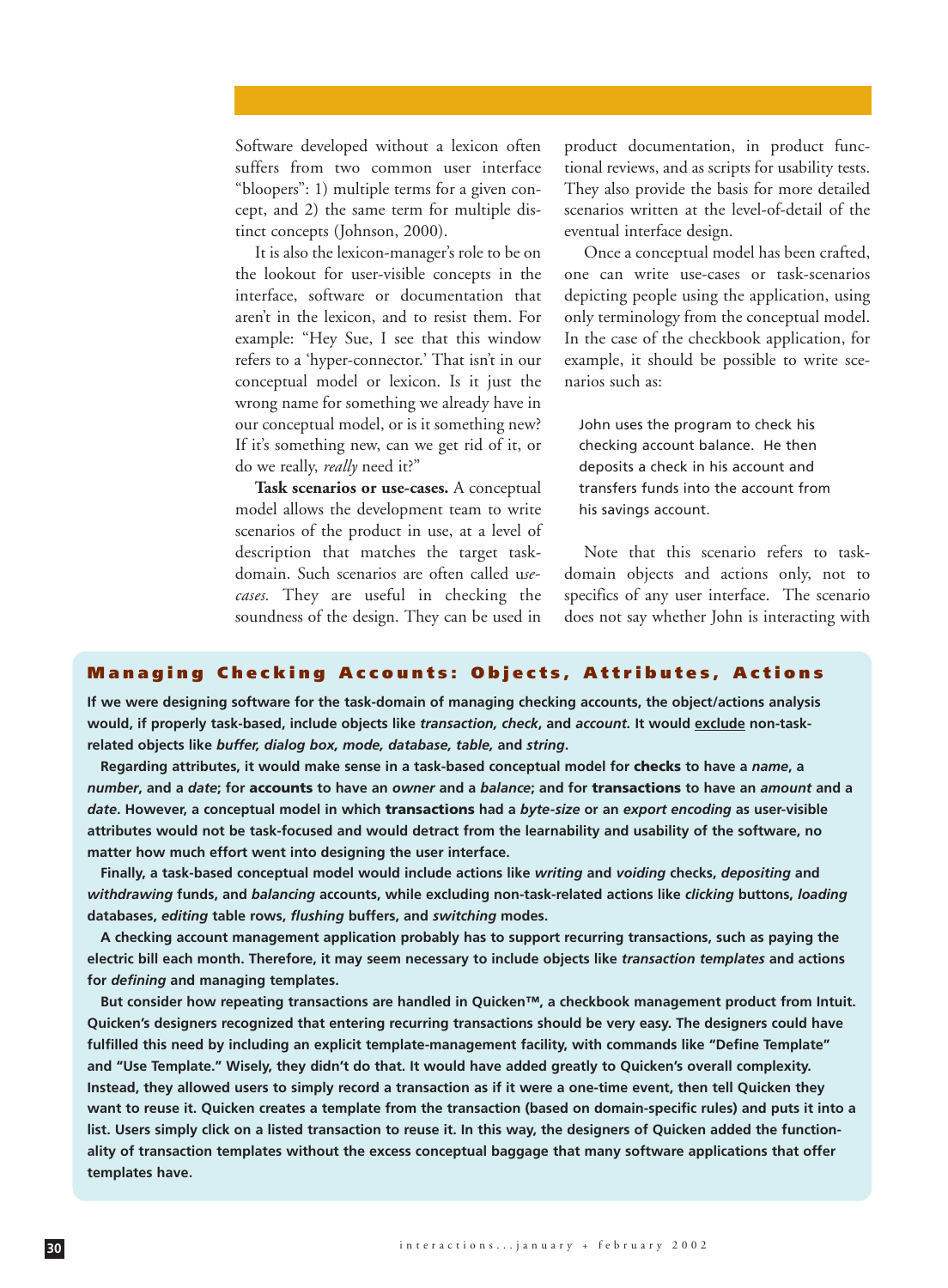Software developed without a lexicon often suffers from two common user interface "bloopers": 1) multiple terms for a given concept, and 2) the same term for multiple distinct concepts (Johnson, 2000).

It is also the lexicon-manager's role to be on the lookout for user-visible concepts in the interface, software or documentation that aren't in the lexicon, and to resist them. For example: "Hey Sue, I see that this window refers to a 'hyper-connector.' That isn't in our conceptual model or lexicon. Is it just the wrong name for something we already have in our conceptual model, or is it something new? If it's something new, can we get rid of it, or do we really, *really* need it?"

**Task scenarios or use-cases.** A conceptual model allows the development team to write scenarios of the product in use, at a level of description that matches the target task-domain. Such scenarios are often called *use-cases.* They are useful in checking the soundness of the design. They can be used in product documentation, in product functional reviews, and as scripts for usability tests. They also provide the basis for more detailed scenarios written at the level-of-detail of the eventual interface design.

Once a conceptual model has been crafted, one can write use-cases or task-scenarios depicting people using the application, using only terminology from the conceptual model. In the case of the checkbook application, for example, it should be possible to write scenarios such as:

> John uses the program to check his checking account balance. He then deposits a check in his account and transfers funds into the account from his savings account.

Note that this scenario refers to task-domain objects and actions only, not to specifics of any user interface. The scenario does not say whether John is interacting with

## Managing Checking Accounts: Objects, Attributes, Actions

**If we were designing software for the task-domain of managing checking accounts, the object/actions analysis would, if properly task-based, include objects like *transaction, check*, and *account.* It would exclude non-task-related objects like *buffer, dialog box, mode, database, table,* and *string*.**

**Regarding attributes, it would make sense in a task-based conceptual model for checks to have a *name*, a *number*, and a *date*; for accounts to have an *owner* and a *balance*; and for transactions to have an *amount* and a *date*. However, a conceptual model in which transactions had a *byte-size* or an *export encoding* as user-visible attributes would not be task-focused and would detract from the learnability and usability of the software, no matter how much effort went into designing the user interface.**

**Finally, a task-based conceptual model would include actions like *writing* and *voiding* checks, *depositing* and *withdrawing* funds, and *balancing* accounts, while excluding non-task-related actions like *clicking* buttons, *loading* databases, *editing* table rows, *flushing* buffers, and *switching* modes.**

**A checking account management application probably has to support recurring transactions, such as paying the electric bill each month. Therefore, it may seem necessary to include objects like *transaction templates* and actions for *defining* and managing templates.**

**But consider how repeating transactions are handled in Quicken™, a checkbook management product from Intuit. Quicken's designers recognized that entering recurring transactions should be very easy. The designers could have fulfilled this need by including an explicit template-management facility, with commands like "Define Template" and "Use Template." Wisely, they didn't do that. It would have added greatly to Quicken's overall complexity. Instead, they allowed users to simply record a transaction as if it were a one-time event, then tell Quicken they want to reuse it. Quicken creates a template from the transaction (based on domain-specific rules) and puts it into a list. Users simply click on a listed transaction to reuse it. In this way, the designers of Quicken added the functionality of transaction templates without the excess conceptual baggage that many software applications that offer templates have.**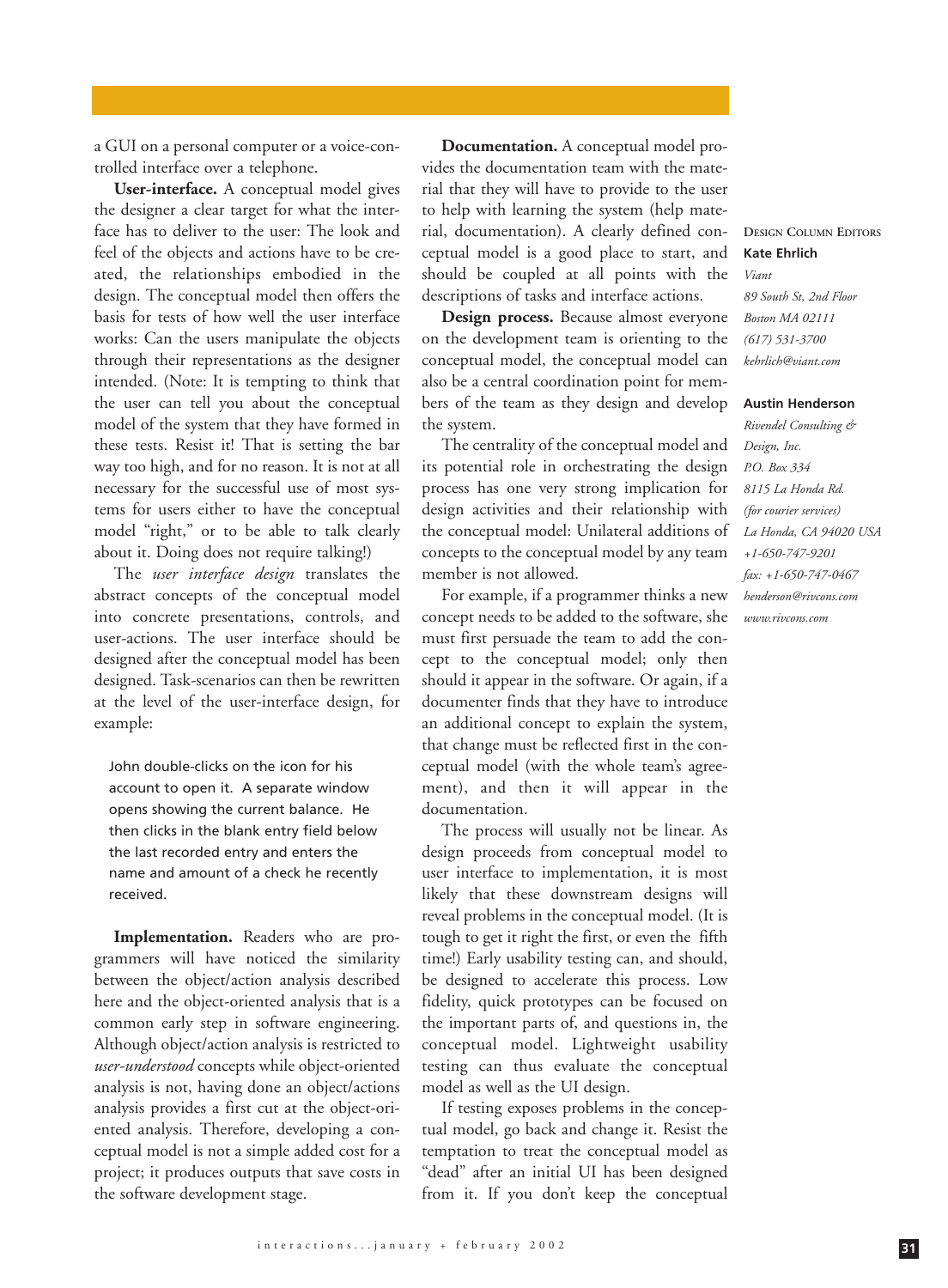a GUI on a personal computer or a voice-controlled interface over a telephone.

**User-interface.** A conceptual model gives the designer a clear target for what the interface has to deliver to the user: The look and feel of the objects and actions have to be created, the relationships embodied in the design. The conceptual model then offers the basis for tests of how well the user interface works: Can the users manipulate the objects through their representations as the designer intended. (Note: It is tempting to think that the user can tell you about the conceptual model of the system that they have formed in these tests. Resist it! That is setting the bar way too high, and for no reason. It is not at all necessary for the successful use of most systems for users either to have the conceptual model "right," or to be able to talk clearly about it. Doing does not require talking!)

The *user interface design* translates the abstract concepts of the conceptual model into concrete presentations, controls, and user-actions. The user interface should be designed after the conceptual model has been designed. Task-scenarios can then be rewritten at the level of the user-interface design, for example:

> John double-clicks on the icon for his account to open it. A separate window opens showing the current balance. He then clicks in the blank entry field below the last recorded entry and enters the name and amount of a check he recently received.

**Implementation.** Readers who are programmers will have noticed the similarity between the object/action analysis described here and the object-oriented analysis that is a common early step in software engineering. Although object/action analysis is restricted to *user-understood* concepts while object-oriented analysis is not, having done an object/actions analysis provides a first cut at the object-oriented analysis. Therefore, developing a conceptual model is not a simple added cost for a project; it produces outputs that save costs in the software development stage.

**Documentation.** A conceptual model provides the documentation team with the material that they will have to provide to the user to help with learning the system (help material, documentation). A clearly defined conceptual model is a good place to start, and should be coupled at all points with the descriptions of tasks and interface actions.

**Design process.** Because almost everyone on the development team is orienting to the conceptual model, the conceptual model can also be a central coordination point for members of the team as they design and develop the system.

The centrality of the conceptual model and its potential role in orchestrating the design process has one very strong implication for design activities and their relationship with the conceptual model: Unilateral additions of concepts to the conceptual model by any team member is not allowed.

For example, if a programmer thinks a new concept needs to be added to the software, she must first persuade the team to add the concept to the conceptual model; only then should it appear in the software. Or again, if a documenter finds that they have to introduce an additional concept to explain the system, that change must be reflected first in the conceptual model (with the whole team's agreement), and then it will appear in the documentation.

The process will usually not be linear. As design proceeds from conceptual model to user interface to implementation, it is most likely that these downstream designs will reveal problems in the conceptual model. (It is tough to get it right the first, or even the fifth time!) Early usability testing can, and should, be designed to accelerate this process. Low fidelity, quick prototypes can be focused on the important parts of, and questions in, the conceptual model. Lightweight usability testing can thus evaluate the conceptual model as well as the UI design.

If testing exposes problems in the conceptual model, go back and change it. Resist the temptation to treat the conceptual model as "dead" after an initial UI has been designed from it. If you don't keep the conceptual

DESIGN COLUMN EDITORS

**Kate Ehrlich**
*Viant*
*89 South St, 2nd Floor*
*Boston MA 02111*
*(617) 531-3700*
*kehrlich@viant.com*

**Austin Henderson**
*Rivendel Consulting & Design, Inc.*
*P.O. Box 334*
*8115 La Honda Rd.*
*(for courier services)*
*La Honda, CA 94020 USA*
*+1-650-747-9201*
*fax: +1-650-747-0467*
*henderson@rivcons.com*
*www.rivcons.com*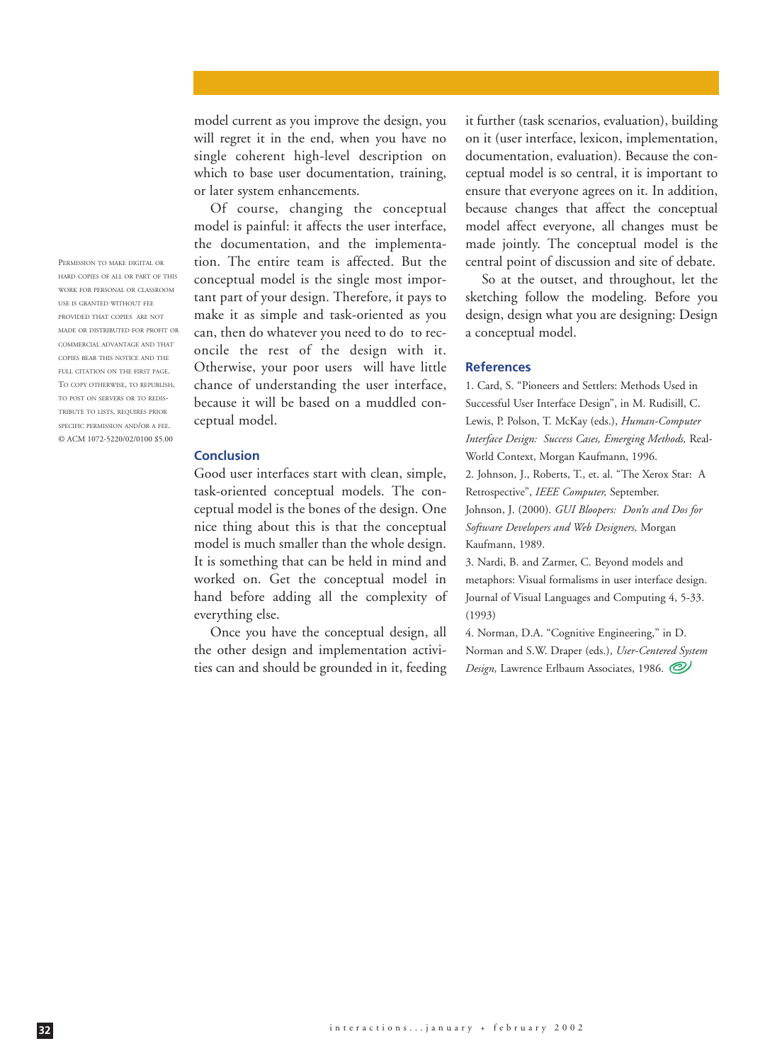model current as you improve the design, you will regret it in the end, when you have no single coherent high-level description on which to base user documentation, training, or later system enhancements.

Of course, changing the conceptual model is painful: it affects the user interface, the documentation, and the implementation. The entire team is affected. But the conceptual model is the single most important part of your design. Therefore, it pays to make it as simple and task-oriented as you can, then do whatever you need to do to reconcile the rest of the design with it. Otherwise, your poor users will have little chance of understanding the user interface, because it will be based on a muddled conceptual model.

## Conclusion

Good user interfaces start with clean, simple, task-oriented conceptual models. The conceptual model is the bones of the design. One nice thing about this is that the conceptual model is much smaller than the whole design. It is something that can be held in mind and worked on. Get the conceptual model in hand before adding all the complexity of everything else.

Once you have the conceptual design, all the other design and implementation activities can and should be grounded in it, feeding it further (task scenarios, evaluation), building on it (user interface, lexicon, implementation, documentation, evaluation). Because the conceptual model is so central, it is important to ensure that everyone agrees on it. In addition, because changes that affect the conceptual model affect everyone, all changes must be made jointly. The conceptual model is the central point of discussion and site of debate.

So at the outset, and throughout, let the sketching follow the modeling. Before you design, design what you are designing: Design a conceptual model.

## References

1. Card, S. "Pioneers and Settlers: Methods Used in Successful User Interface Design", in M. Rudisill, C. Lewis, P. Polson, T. McKay (eds.), *Human-Computer Interface Design: Success Cases, Emerging Methods,* Real-World Context, Morgan Kaufmann, 1996.

2. Johnson, J., Roberts, T., et. al. "The Xerox Star: A Retrospective", *IEEE Computer,* September.
Johnson, J. (2000). *GUI Bloopers: Don'ts and Dos for Software Developers and Web Designers,* Morgan Kaufmann, 1989.

3. Nardi, B. and Zarmer, C. Beyond models and metaphors: Visual formalisms in user interface design. Journal of Visual Languages and Computing 4, 5-33. (1993)

4. Norman, D.A. "Cognitive Engineering," in D. Norman and S.W. Draper (eds.), *User-Centered System Design,* Lawrence Erlbaum Associates, 1986.

PERMISSION TO MAKE DIGITAL OR HARD COPIES OF ALL OR PART OF THIS WORK FOR PERSONAL OR CLASSROOM USE IS GRANTED WITHOUT FEE PROVIDED THAT COPIES ARE NOT MADE OR DISTRIBUTED FOR PROFIT OR COMMERCIAL ADVANTAGE AND THAT COPIES BEAR THIS NOTICE AND THE FULL CITATION ON THE FIRST PAGE. TO COPY OTHERWISE, TO REPUBLISH, TO POST ON SERVERS OR TO REDISTRIBUTE TO LISTS, REQUIRES PRIOR SPECIFIC PERMISSION AND/OR A FEE. © ACM 1072-5220/02/0100 $5.00